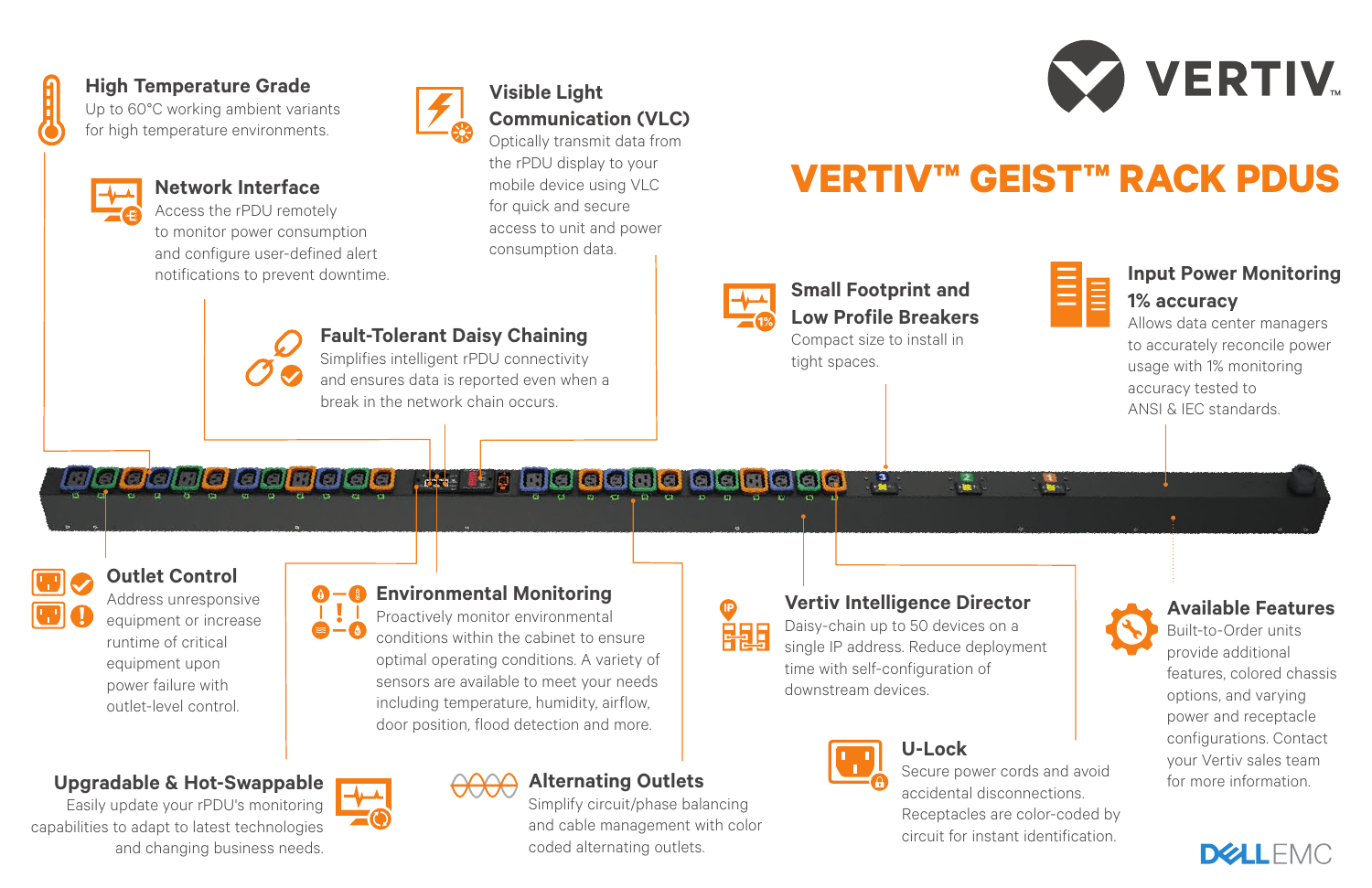# VERTIV™ GEIST™ RACK PDUS

VERTIV

### High Temperature Grade

Up to 60°C working ambient variants for high temperature environments.

### Network Interface

Access the rPDU remotely to monitor power consumption and configure user-defined alert notifications to prevent downtime.

### Visible Light Communication (VLC)

Optically transmit data from the rPDU display to your mobile device using VLC for quick and secure access to unit and power consumption data.

### Fault-Tolerant Daisy Chaining

Simplifies intelligent rPDU connectivity and ensures data is reported even when a break in the network chain occurs.

### Small Footprint and Low Profile Breakers

Compact size to install in tight spaces.

### Input Power Monitoring 1% accuracy

Allows data center managers to accurately reconcile power usage with 1% monitoring accuracy tested to ANSI & IEC standards.

### Outlet Control

Address unresponsive equipment or increase runtime of critical equipment upon power failure with outlet-level control.

### Environmental Monitoring

Proactively monitor environmental conditions within the cabinet to ensure optimal operating conditions. A variety of sensors are available to meet your needs including temperature, humidity, airflow, door position, flood detection and more.

### Vertiv Intelligence Director

Daisy-chain up to 50 devices on a single IP address. Reduce deployment time with self-configuration of downstream devices.

### Available Features

Built-to-Order units provide additional features, colored chassis options, and varying power and receptacle configurations. Contact your Vertiv sales team for more information.

### Upgradable & Hot-Swappable

Easily update your rPDU's monitoring capabilities to adapt to latest technologies and changing business needs.

### Alternating Outlets

Simplify circuit/phase balancing and cable management with color coded alternating outlets.

### U-Lock

Secure power cords and avoid accidental disconnections. Receptacles are color-coded by circuit for instant identification.

DELL EMC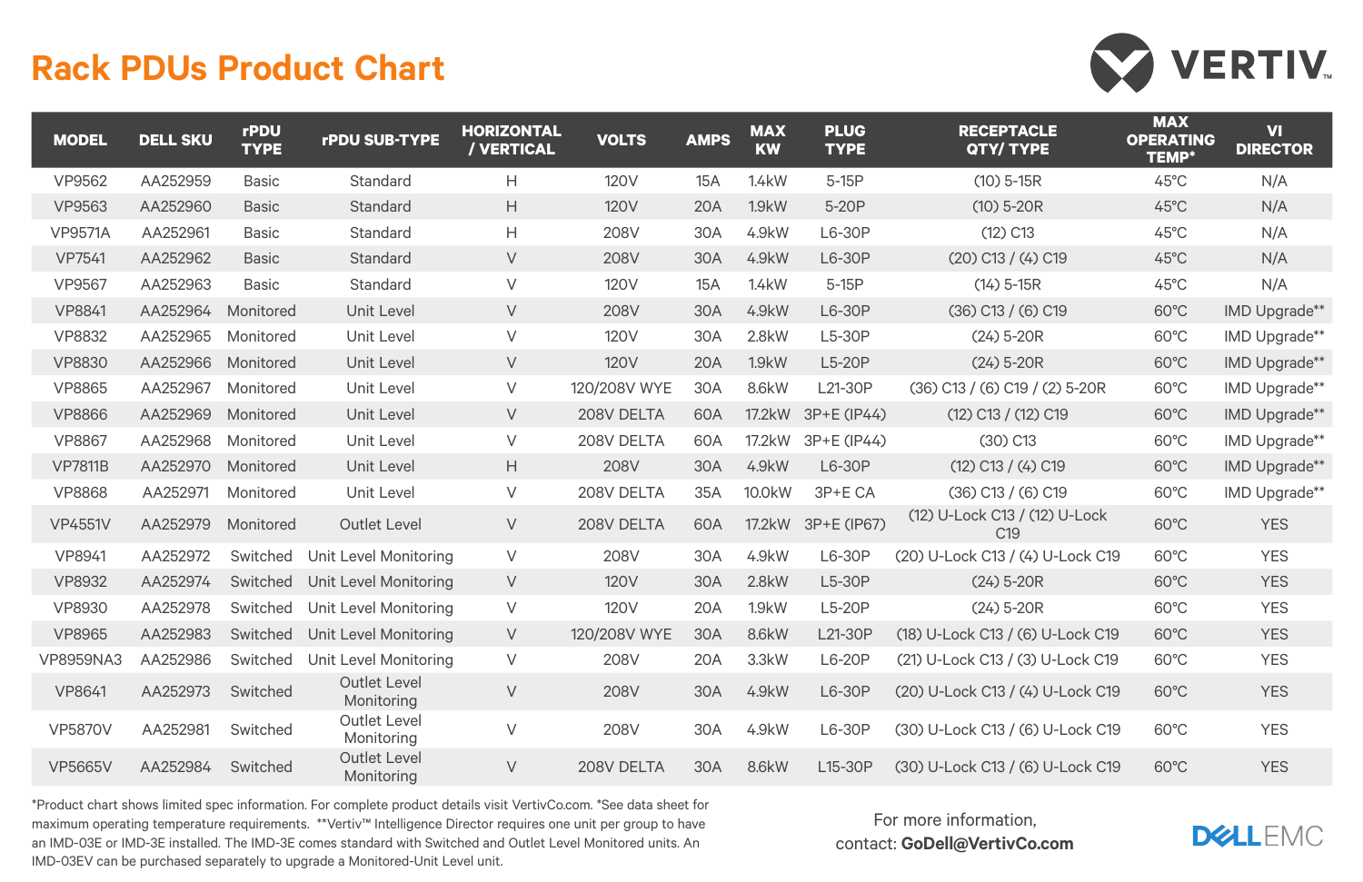# Rack PDUs Product Chart

VERTIV

| MODEL | DELL SKU | rPDU TYPE | rPDU SUB-TYPE | HORIZONTAL / VERTICAL | VOLTS | AMPS | MAX KW | PLUG TYPE | RECEPTACLE QTY/ TYPE | MAX OPERATING TEMP* | VI DIRECTOR |
|---|---|---|---|---|---|---|---|---|---|---|---|
| VP9562 | AA252959 | Basic | Standard | H | 120V | 15A | 1.4kW | 5-15P | (10) 5-15R | 45°C | N/A |
| VP9563 | AA252960 | Basic | Standard | H | 120V | 20A | 1.9kW | 5-20P | (10) 5-20R | 45°C | N/A |
| VP9571A | AA252961 | Basic | Standard | H | 208V | 30A | 4.9kW | L6-30P | (12) C13 | 45°C | N/A |
| VP7541 | AA252962 | Basic | Standard | V | 208V | 30A | 4.9kW | L6-30P | (20) C13 / (4) C19 | 45°C | N/A |
| VP9567 | AA252963 | Basic | Standard | V | 120V | 15A | 1.4kW | 5-15P | (14) 5-15R | 45°C | N/A |
| VP8841 | AA252964 | Monitored | Unit Level | V | 208V | 30A | 4.9kW | L6-30P | (36) C13 / (6) C19 | 60°C | IMD Upgrade** |
| VP8832 | AA252965 | Monitored | Unit Level | V | 120V | 30A | 2.8kW | L5-30P | (24) 5-20R | 60°C | IMD Upgrade** |
| VP8830 | AA252966 | Monitored | Unit Level | V | 120V | 20A | 1.9kW | L5-20P | (24) 5-20R | 60°C | IMD Upgrade** |
| VP8865 | AA252967 | Monitored | Unit Level | V | 120/208V WYE | 30A | 8.6kW | L21-30P | (36) C13 / (6) C19 / (2) 5-20R | 60°C | IMD Upgrade** |
| VP8866 | AA252969 | Monitored | Unit Level | V | 208V DELTA | 60A | 17.2kW | 3P+E (IP44) | (12) C13 / (12) C19 | 60°C | IMD Upgrade** |
| VP8867 | AA252968 | Monitored | Unit Level | V | 208V DELTA | 60A | 17.2kW | 3P+E (IP44) | (30) C13 | 60°C | IMD Upgrade** |
| VP7811B | AA252970 | Monitored | Unit Level | H | 208V | 30A | 4.9kW | L6-30P | (12) C13 / (4) C19 | 60°C | IMD Upgrade** |
| VP8868 | AA252971 | Monitored | Unit Level | V | 208V DELTA | 35A | 10.0kW | 3P+E CA | (36) C13 / (6) C19 | 60°C | IMD Upgrade** |
| VP4551V | AA252979 | Monitored | Outlet Level | V | 208V DELTA | 60A | 17.2kW | 3P+E (IP67) | (12) U-Lock C13 / (12) U-Lock C19 | 60°C | YES |
| VP8941 | AA252972 | Switched | Unit Level Monitoring | V | 208V | 30A | 4.9kW | L6-30P | (20) U-Lock C13 / (4) U-Lock C19 | 60°C | YES |
| VP8932 | AA252974 | Switched | Unit Level Monitoring | V | 120V | 30A | 2.8kW | L5-30P | (24) 5-20R | 60°C | YES |
| VP8930 | AA252978 | Switched | Unit Level Monitoring | V | 120V | 20A | 1.9kW | L5-20P | (24) 5-20R | 60°C | YES |
| VP8965 | AA252983 | Switched | Unit Level Monitoring | V | 120/208V WYE | 30A | 8.6kW | L21-30P | (18) U-Lock C13 / (6) U-Lock C19 | 60°C | YES |
| VP8959NA3 | AA252986 | Switched | Unit Level Monitoring | V | 208V | 20A | 3.3kW | L6-20P | (21) U-Lock C13 / (3) U-Lock C19 | 60°C | YES |
| VP8641 | AA252973 | Switched | Outlet Level Monitoring | V | 208V | 30A | 4.9kW | L6-30P | (20) U-Lock C13 / (4) U-Lock C19 | 60°C | YES |
| VP5870V | AA252981 | Switched | Outlet Level Monitoring | V | 208V | 30A | 4.9kW | L6-30P | (30) U-Lock C13 / (6) U-Lock C19 | 60°C | YES |
| VP5665V | AA252984 | Switched | Outlet Level Monitoring | V | 208V DELTA | 30A | 8.6kW | L15-30P | (30) U-Lock C13 / (6) U-Lock C19 | 60°C | YES |

*Product chart shows limited spec information. For complete product details visit VertivCo.com. *See data sheet for maximum operating temperature requirements. **Vertiv™ Intelligence Director requires one unit per group to have an IMD-03E or IMD-3E installed. The IMD-3E comes standard with Switched and Outlet Level Monitored units. An IMD-03EV can be purchased separately to upgrade a Monitored-Unit Level unit.

For more information,
contact: **GoDell@VertivCo.com**

DELL EMC